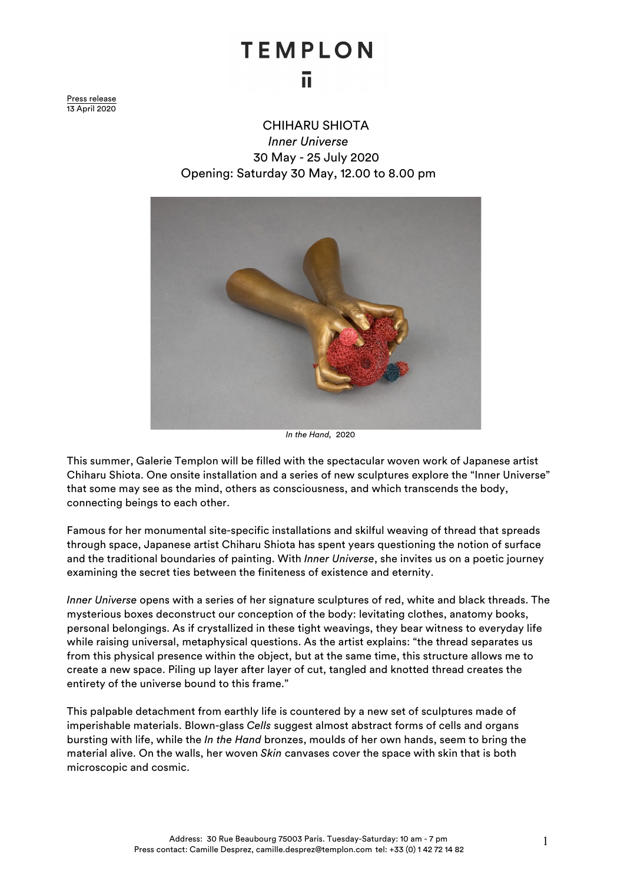# TEMPLON

Press release
13 April 2020

## CHIHARU SHIOTA
### *Inner Universe*
30 May - 25 July 2020
Opening: Saturday 30 May, 12.00 to 8.00 pm

*In the Hand,* 2020

This summer, Galerie Templon will be filled with the spectacular woven work of Japanese artist Chiharu Shiota. One onsite installation and a series of new sculptures explore the "Inner Universe" that some may see as the mind, others as consciousness, and which transcends the body, connecting beings to each other.

Famous for her monumental site-specific installations and skilful weaving of thread that spreads through space, Japanese artist Chiharu Shiota has spent years questioning the notion of surface and the traditional boundaries of painting. With *Inner Universe*, she invites us on a poetic journey examining the secret ties between the finiteness of existence and eternity.

*Inner Universe* opens with a series of her signature sculptures of red, white and black threads. The mysterious boxes deconstruct our conception of the body: levitating clothes, anatomy books, personal belongings. As if crystallized in these tight weavings, they bear witness to everyday life while raising universal, metaphysical questions. As the artist explains: "the thread separates us from this physical presence within the object, but at the same time, this structure allows me to create a new space. Piling up layer after layer of cut, tangled and knotted thread creates the entirety of the universe bound to this frame."

This palpable detachment from earthly life is countered by a new set of sculptures made of imperishable materials. Blown-glass *Cells* suggest almost abstract forms of cells and organs bursting with life, while the *In the Hand* bronzes, moulds of her own hands, seem to bring the material alive. On the walls, her woven *Skin* canvases cover the space with skin that is both microscopic and cosmic.

Address: 30 Rue Beaubourg 75003 Paris. Tuesday-Saturday: 10 am - 7 pm
Press contact: Camille Desprez, camille.desprez@templon.com tel: +33 (0) 1 42 72 14 82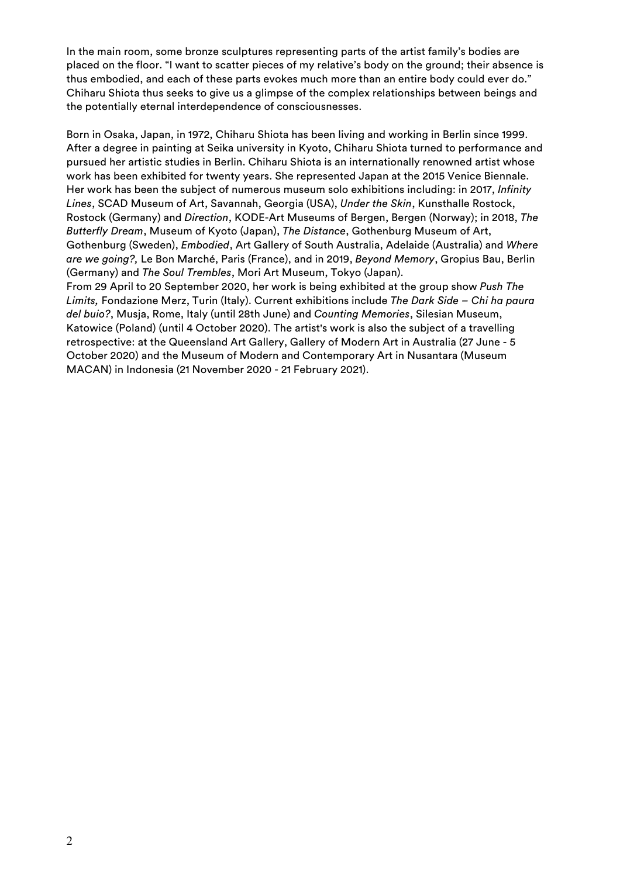In the main room, some bronze sculptures representing parts of the artist family's bodies are placed on the floor. "I want to scatter pieces of my relative's body on the ground; their absence is thus embodied, and each of these parts evokes much more than an entire body could ever do." Chiharu Shiota thus seeks to give us a glimpse of the complex relationships between beings and the potentially eternal interdependence of consciousnesses.

Born in Osaka, Japan, in 1972, Chiharu Shiota has been living and working in Berlin since 1999. After a degree in painting at Seika university in Kyoto, Chiharu Shiota turned to performance and pursued her artistic studies in Berlin. Chiharu Shiota is an internationally renowned artist whose work has been exhibited for twenty years. She represented Japan at the 2015 Venice Biennale. Her work has been the subject of numerous museum solo exhibitions including: in 2017, *Infinity Lines*, SCAD Museum of Art, Savannah, Georgia (USA), *Under the Skin*, Kunsthalle Rostock, Rostock (Germany) and *Direction*, KODE-Art Museums of Bergen, Bergen (Norway); in 2018, *The Butterfly Dream*, Museum of Kyoto (Japan), *The Distance*, Gothenburg Museum of Art, Gothenburg (Sweden), *Embodied*, Art Gallery of South Australia, Adelaide (Australia) and *Where are we going?,* Le Bon Marché, Paris (France), and in 2019, *Beyond Memory*, Gropius Bau, Berlin (Germany) and *The Soul Trembles*, Mori Art Museum, Tokyo (Japan).
From 29 April to 20 September 2020, her work is being exhibited at the group show *Push The Limits,* Fondazione Merz, Turin (Italy). Current exhibitions include *The Dark Side – Chi ha paura del buio?*, Musja, Rome, Italy (until 28th June) and *Counting Memories*, Silesian Museum, Katowice (Poland) (until 4 October 2020). The artist's work is also the subject of a travelling retrospective: at the Queensland Art Gallery, Gallery of Modern Art in Australia (27 June - 5 October 2020) and the Museum of Modern and Contemporary Art in Nusantara (Museum MACAN) in Indonesia (21 November 2020 - 21 February 2021).